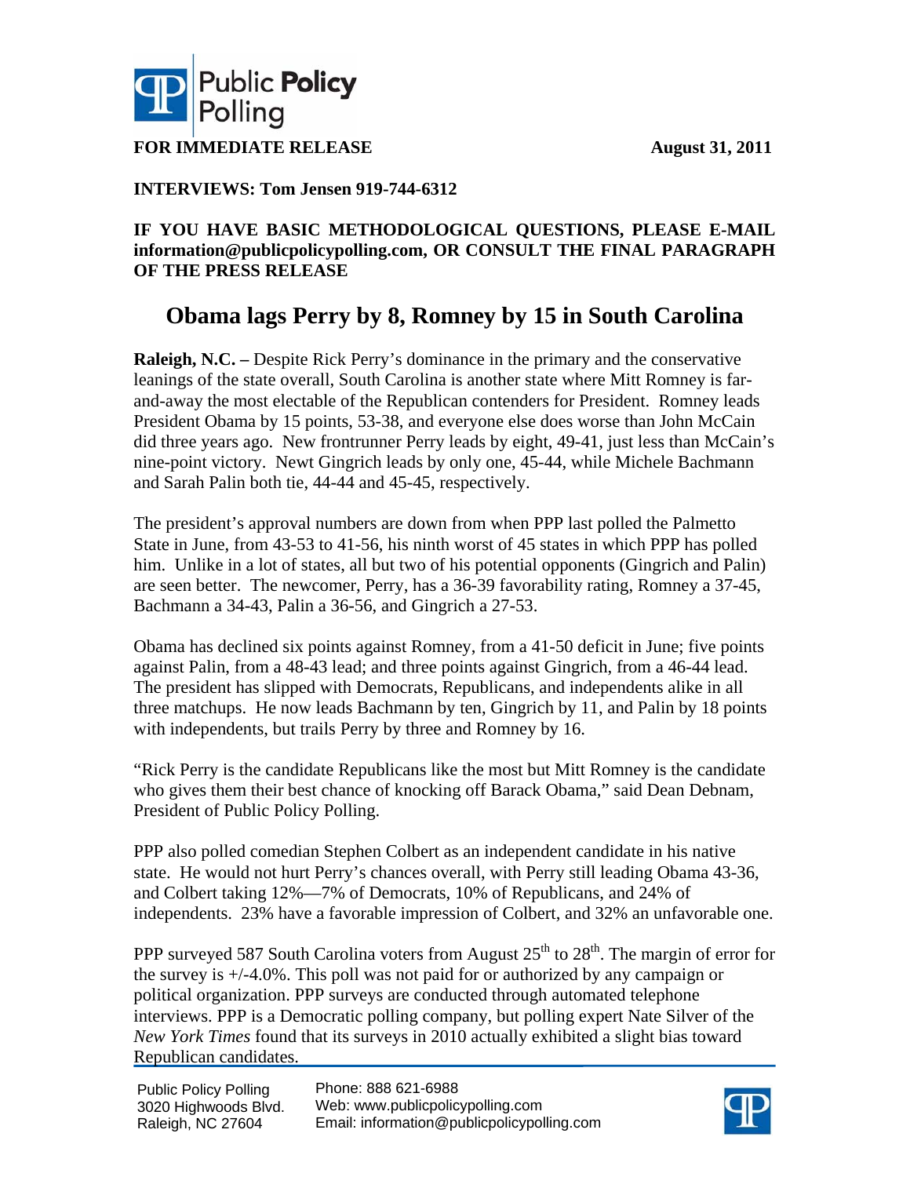**FOR IMMEDIATE RELEASE** **August 31, 2011**

**INTERVIEWS: Tom Jensen 919-744-6312**

**IF YOU HAVE BASIC METHODOLOGICAL QUESTIONS, PLEASE E-MAIL information@publicpolicypolling.com, OR CONSULT THE FINAL PARAGRAPH OF THE PRESS RELEASE**

# Obama lags Perry by 8, Romney by 15 in South Carolina

**Raleigh, N.C. –** Despite Rick Perry's dominance in the primary and the conservative leanings of the state overall, South Carolina is another state where Mitt Romney is far-and-away the most electable of the Republican contenders for President. Romney leads President Obama by 15 points, 53-38, and everyone else does worse than John McCain did three years ago. New frontrunner Perry leads by eight, 49-41, just less than McCain's nine-point victory. Newt Gingrich leads by only one, 45-44, while Michele Bachmann and Sarah Palin both tie, 44-44 and 45-45, respectively.

The president's approval numbers are down from when PPP last polled the Palmetto State in June, from 43-53 to 41-56, his ninth worst of 45 states in which PPP has polled him. Unlike in a lot of states, all but two of his potential opponents (Gingrich and Palin) are seen better. The newcomer, Perry, has a 36-39 favorability rating, Romney a 37-45, Bachmann a 34-43, Palin a 36-56, and Gingrich a 27-53.

Obama has declined six points against Romney, from a 41-50 deficit in June; five points against Palin, from a 48-43 lead; and three points against Gingrich, from a 46-44 lead. The president has slipped with Democrats, Republicans, and independents alike in all three matchups. He now leads Bachmann by ten, Gingrich by 11, and Palin by 18 points with independents, but trails Perry by three and Romney by 16.

"Rick Perry is the candidate Republicans like the most but Mitt Romney is the candidate who gives them their best chance of knocking off Barack Obama," said Dean Debnam, President of Public Policy Polling.

PPP also polled comedian Stephen Colbert as an independent candidate in his native state. He would not hurt Perry's chances overall, with Perry still leading Obama 43-36, and Colbert taking 12%—7% of Democrats, 10% of Republicans, and 24% of independents. 23% have a favorable impression of Colbert, and 32% an unfavorable one.

PPP surveyed 587 South Carolina voters from August 25th to 28th. The margin of error for the survey is +/-4.0%. This poll was not paid for or authorized by any campaign or political organization. PPP surveys are conducted through automated telephone interviews. PPP is a Democratic polling company, but polling expert Nate Silver of the *New York Times* found that its surveys in 2010 actually exhibited a slight bias toward Republican candidates.

Public Policy Polling
3020 Highwoods Blvd.
Raleigh, NC 27604

Phone: 888 621-6988
Web: www.publicpolicypolling.com
Email: information@publicpolicypolling.com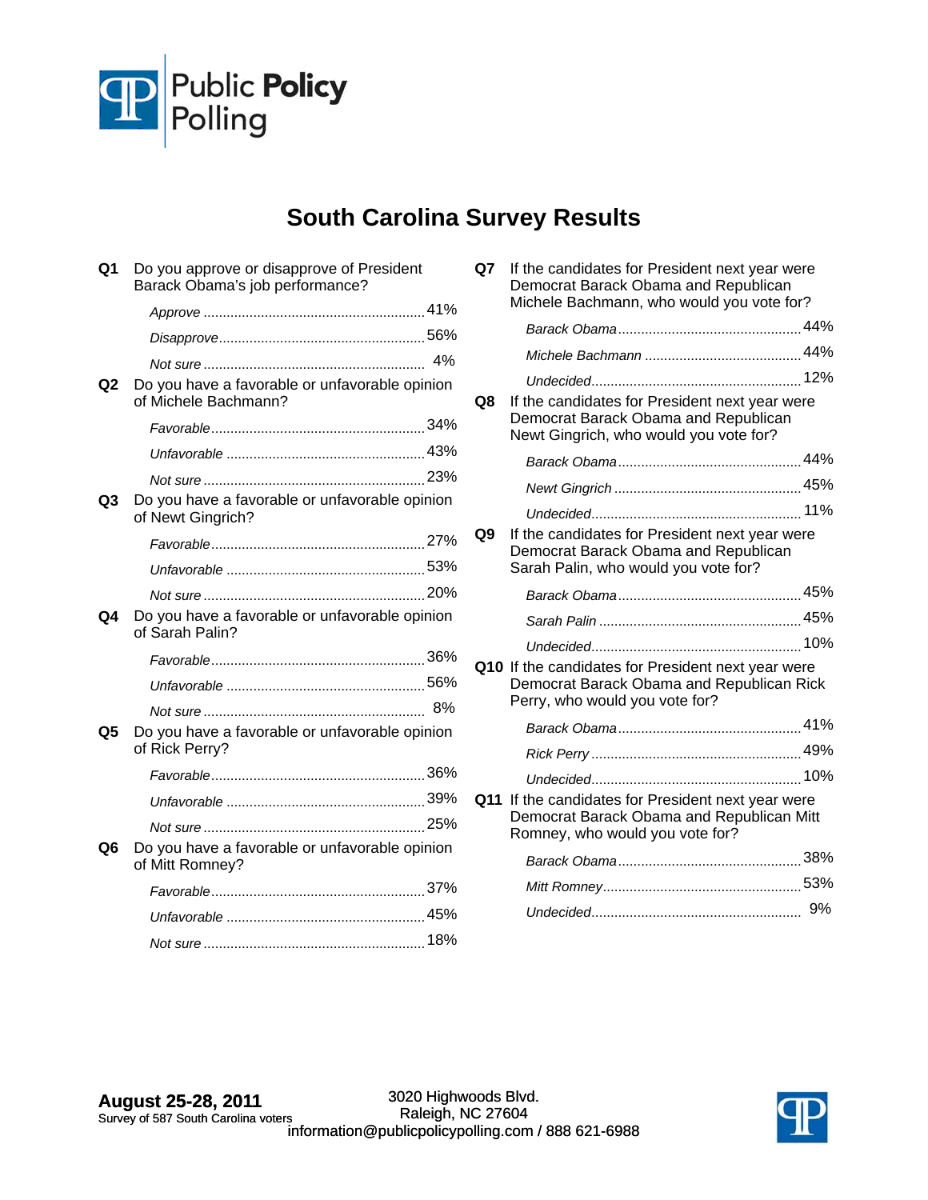Public **Policy** Polling

# South Carolina Survey Results

**Q1** Do you approve or disapprove of President Barack Obama's job performance?

| | |
|---|---|
| *Approve* | 41% |
| *Disapprove* | 56% |
| *Not sure* | 4% |

**Q2** Do you have a favorable or unfavorable opinion of Michele Bachmann?

| | |
|---|---|
| *Favorable* | 34% |
| *Unfavorable* | 43% |
| *Not sure* | 23% |

**Q3** Do you have a favorable or unfavorable opinion of Newt Gingrich?

| | |
|---|---|
| *Favorable* | 27% |
| *Unfavorable* | 53% |
| *Not sure* | 20% |

**Q4** Do you have a favorable or unfavorable opinion of Sarah Palin?

| | |
|---|---|
| *Favorable* | 36% |
| *Unfavorable* | 56% |
| *Not sure* | 8% |

**Q5** Do you have a favorable or unfavorable opinion of Rick Perry?

| | |
|---|---|
| *Favorable* | 36% |
| *Unfavorable* | 39% |
| *Not sure* | 25% |

**Q6** Do you have a favorable or unfavorable opinion of Mitt Romney?

| | |
|---|---|
| *Favorable* | 37% |
| *Unfavorable* | 45% |
| *Not sure* | 18% |

**Q7** If the candidates for President next year were Democrat Barack Obama and Republican Michele Bachmann, who would you vote for?

| | |
|---|---|
| *Barack Obama* | 44% |
| *Michele Bachmann* | 44% |
| *Undecided* | 12% |

**Q8** If the candidates for President next year were Democrat Barack Obama and Republican Newt Gingrich, who would you vote for?

| | |
|---|---|
| *Barack Obama* | 44% |
| *Newt Gingrich* | 45% |
| *Undecided* | 11% |

**Q9** If the candidates for President next year were Democrat Barack Obama and Republican Sarah Palin, who would you vote for?

| | |
|---|---|
| *Barack Obama* | 45% |
| *Sarah Palin* | 45% |
| *Undecided* | 10% |

**Q10** If the candidates for President next year were Democrat Barack Obama and Republican Rick Perry, who would you vote for?

| | |
|---|---|
| *Barack Obama* | 41% |
| *Rick Perry* | 49% |
| *Undecided* | 10% |

**Q11** If the candidates for President next year were Democrat Barack Obama and Republican Mitt Romney, who would you vote for?

| | |
|---|---|
| *Barack Obama* | 38% |
| *Mitt Romney* | 53% |
| *Undecided* | 9% |

**August 25-28, 2011**
Survey of 587 South Carolina voters

3020 Highwoods Blvd.
Raleigh, NC 27604
information@publicpolicypolling.com / 888 621-6988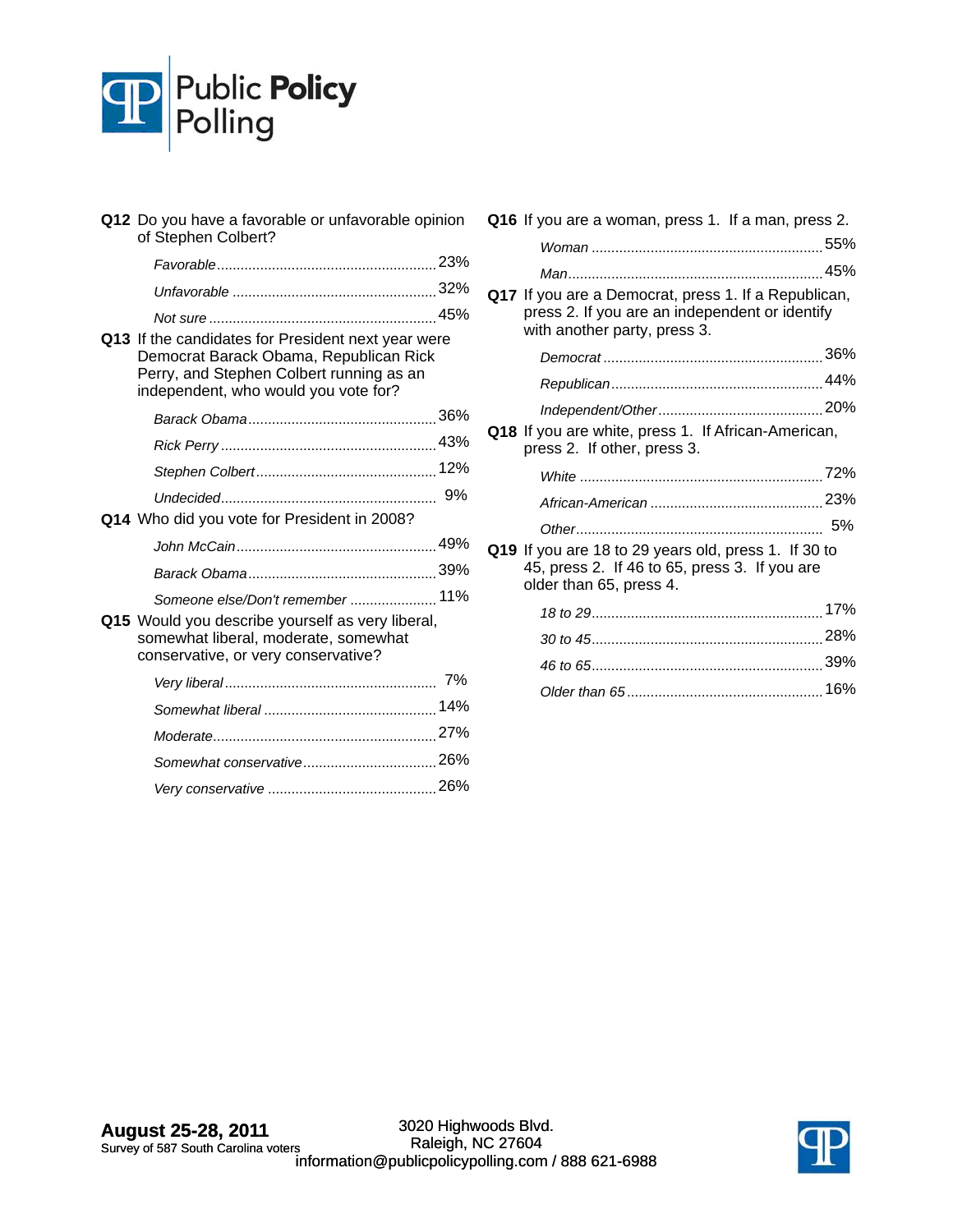**Q12** Do you have a favorable or unfavorable opinion of Stephen Colbert?

| | |
|---|---|
| *Favorable* | 23% |
| *Unfavorable* | 32% |
| *Not sure* | 45% |

**Q13** If the candidates for President next year were Democrat Barack Obama, Republican Rick Perry, and Stephen Colbert running as an independent, who would you vote for?

| | |
|---|---|
| *Barack Obama* | 36% |
| *Rick Perry* | 43% |
| *Stephen Colbert* | 12% |
| *Undecided* | 9% |

**Q14** Who did you vote for President in 2008?

| | |
|---|---|
| *John McCain* | 49% |
| *Barack Obama* | 39% |
| *Someone else/Don't remember* | 11% |

**Q15** Would you describe yourself as very liberal, somewhat liberal, moderate, somewhat conservative, or very conservative?

| | |
|---|---|
| *Very liberal* | 7% |
| *Somewhat liberal* | 14% |
| *Moderate* | 27% |
| *Somewhat conservative* | 26% |
| *Very conservative* | 26% |

**Q16** If you are a woman, press 1. If a man, press 2.

| | |
|---|---|
| *Woman* | 55% |
| *Man* | 45% |

**Q17** If you are a Democrat, press 1. If a Republican, press 2. If you are an independent or identify with another party, press 3.

| | |
|---|---|
| *Democrat* | 36% |
| *Republican* | 44% |
| *Independent/Other* | 20% |

**Q18** If you are white, press 1. If African-American, press 2. If other, press 3.

| | |
|---|---|
| *White* | 72% |
| *African-American* | 23% |
| *Other* | 5% |

**Q19** If you are 18 to 29 years old, press 1. If 30 to 45, press 2. If 46 to 65, press 3. If you are older than 65, press 4.

| | |
|---|---|
| *18 to 29* | 17% |
| *30 to 45* | 28% |
| *46 to 65* | 39% |
| *Older than 65* | 16% |

**August 25-28, 2011**
Survey of 587 South Carolina voters

3020 Highwoods Blvd.
Raleigh, NC 27604
information@publicpolicypolling.com / 888 621-6988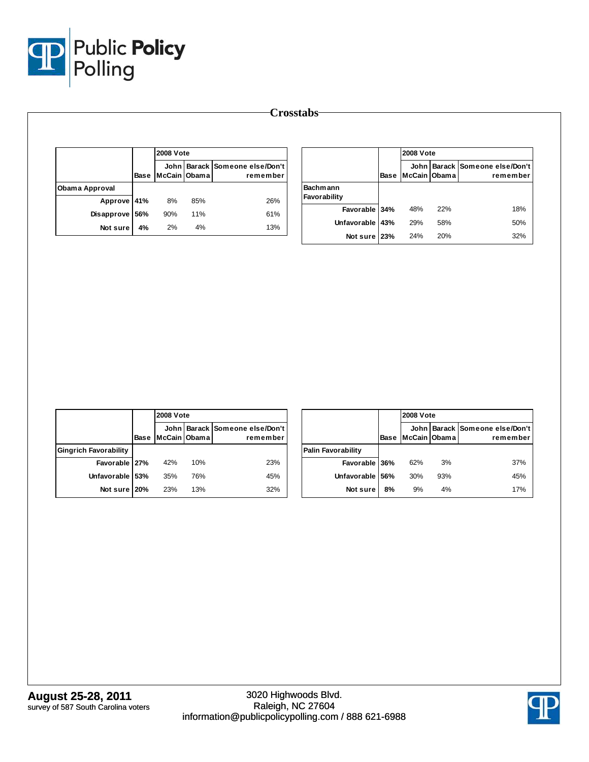# Crosstabs

| | Base | 2008 Vote | | |
|---|---|---|---|---|
| | | John McCain | Barack Obama | Someone else/Don't remember |
| **Obama Approval** | | | | |
| Approve | 41% | 8% | 85% | 26% |
| Disapprove | 56% | 90% | 11% | 61% |
| Not sure | 4% | 2% | 4% | 13% |

| | Base | 2008 Vote | | |
|---|---|---|---|---|
| | | John McCain | Barack Obama | Someone else/Don't remember |
| **Bachmann Favorability** | | | | |
| Favorable | 34% | 48% | 22% | 18% |
| Unfavorable | 43% | 29% | 58% | 50% |
| Not sure | 23% | 24% | 20% | 32% |

| | Base | 2008 Vote | | |
|---|---|---|---|---|
| | | John McCain | Barack Obama | Someone else/Don't remember |
| **Gingrich Favorability** | | | | |
| Favorable | 27% | 42% | 10% | 23% |
| Unfavorable | 53% | 35% | 76% | 45% |
| Not sure | 20% | 23% | 13% | 32% |

| | Base | 2008 Vote | | |
|---|---|---|---|---|
| | | John McCain | Barack Obama | Someone else/Don't remember |
| **Palin Favorability** | | | | |
| Favorable | 36% | 62% | 3% | 37% |
| Unfavorable | 56% | 30% | 93% | 45% |
| Not sure | 8% | 9% | 4% | 17% |

**August 25-28, 2011**
survey of 587 South Carolina voters

3020 Highwoods Blvd.
Raleigh, NC 27604
information@publicpolicypolling.com / 888 621-6988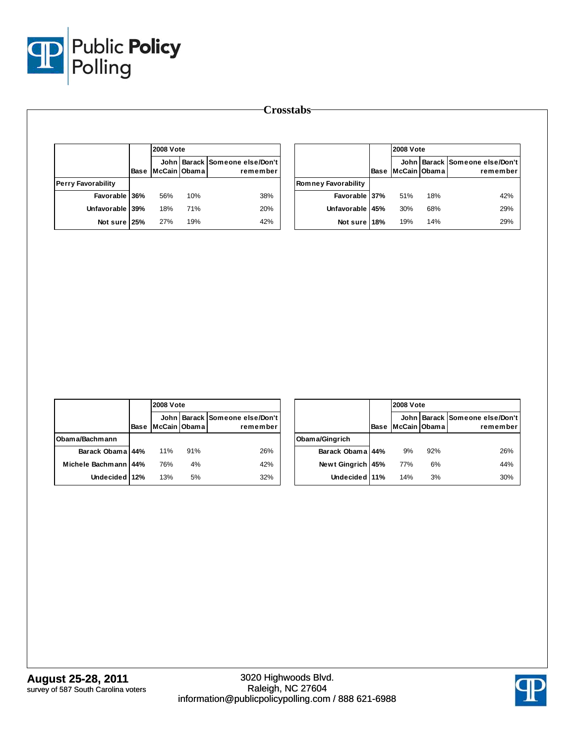# Crosstabs

| | | 2008 Vote | | |
|---|---|---|---|---|
| | Base | John McCain | Barack Obama | Someone else/Don't remember |
| **Perry Favorability** | | | | |
| Favorable | 36% | 56% | 10% | 38% |
| Unfavorable | 39% | 18% | 71% | 20% |
| Not sure | 25% | 27% | 19% | 42% |

| | | 2008 Vote | | |
|---|---|---|---|---|
| | Base | John McCain | Barack Obama | Someone else/Don't remember |
| **Romney Favorability** | | | | |
| Favorable | 37% | 51% | 18% | 42% |
| Unfavorable | 45% | 30% | 68% | 29% |
| Not sure | 18% | 19% | 14% | 29% |

| | | 2008 Vote | | |
|---|---|---|---|---|
| | Base | John McCain | Barack Obama | Someone else/Don't remember |
| **Obama/Bachmann** | | | | |
| Barack Obama | 44% | 11% | 91% | 26% |
| Michele Bachmann | 44% | 76% | 4% | 42% |
| Undecided | 12% | 13% | 5% | 32% |

| | | 2008 Vote | | |
|---|---|---|---|---|
| | Base | John McCain | Barack Obama | Someone else/Don't remember |
| **Obama/Gingrich** | | | | |
| Barack Obama | 44% | 9% | 92% | 26% |
| Newt Gingrich | 45% | 77% | 6% | 44% |
| Undecided | 11% | 14% | 3% | 30% |

**August 25-28, 2011**
survey of 587 South Carolina voters

3020 Highwoods Blvd.
Raleigh, NC 27604
information@publicpolicypolling.com / 888 621-6988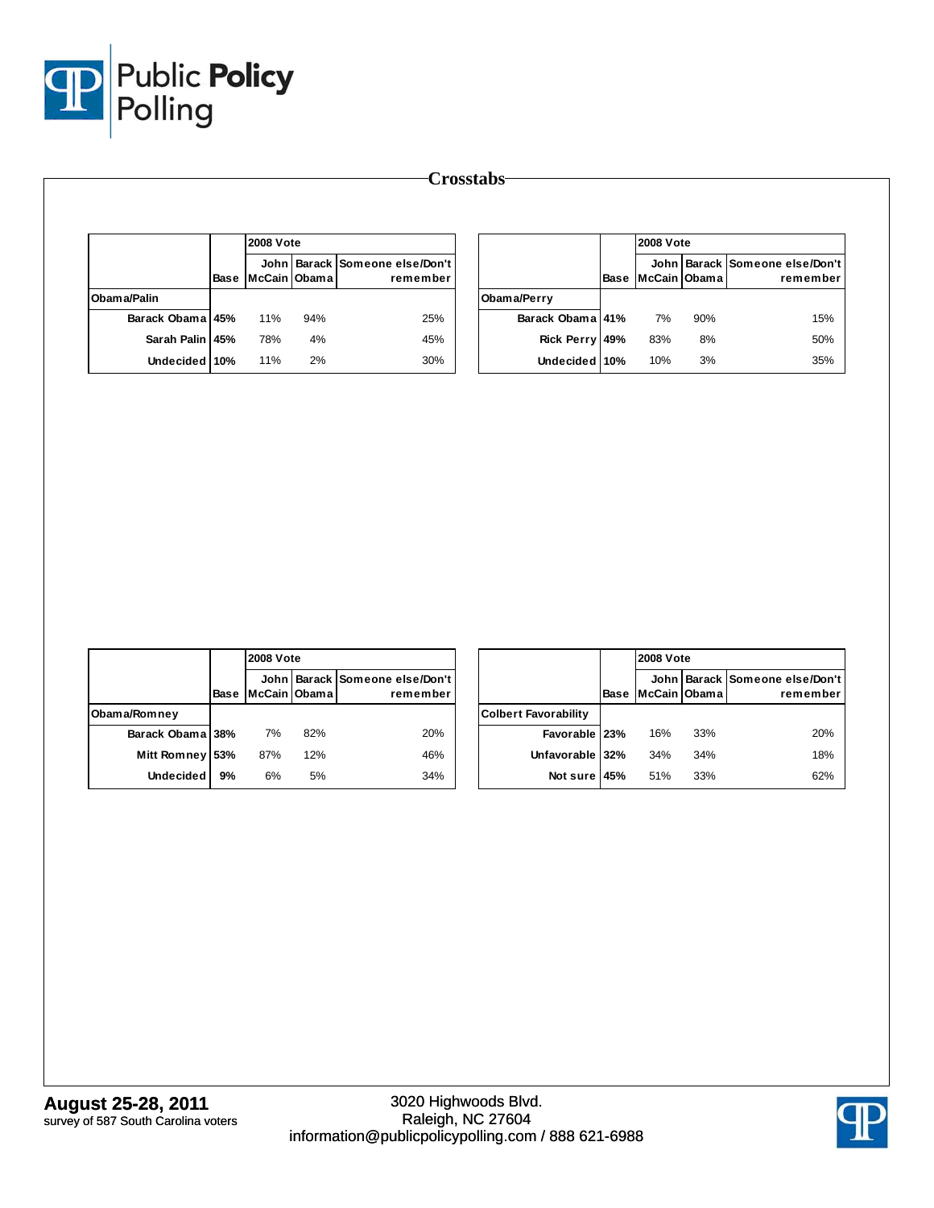## Crosstabs

| | Base | 2008 Vote John McCain | Barack Obama | Someone else/Don't remember |
|---|---|---|---|---|
| **Obama/Palin** | | | | |
| Barack Obama | 45% | 11% | 94% | 25% |
| Sarah Palin | 45% | 78% | 4% | 45% |
| Undecided | 10% | 11% | 2% | 30% |

| | Base | 2008 Vote John McCain | Barack Obama | Someone else/Don't remember |
|---|---|---|---|---|
| **Obama/Perry** | | | | |
| Barack Obama | 41% | 7% | 90% | 15% |
| Rick Perry | 49% | 83% | 8% | 50% |
| Undecided | 10% | 10% | 3% | 35% |

| | Base | 2008 Vote John McCain | Barack Obama | Someone else/Don't remember |
|---|---|---|---|---|
| **Obama/Romney** | | | | |
| Barack Obama | 38% | 7% | 82% | 20% |
| Mitt Romney | 53% | 87% | 12% | 46% |
| Undecided | 9% | 6% | 5% | 34% |

| | Base | 2008 Vote John McCain | Barack Obama | Someone else/Don't remember |
|---|---|---|---|---|
| **Colbert Favorability** | | | | |
| Favorable | 23% | 16% | 33% | 20% |
| Unfavorable | 32% | 34% | 34% | 18% |
| Not sure | 45% | 51% | 33% | 62% |

**August 25-28, 2011**
survey of 587 South Carolina voters

3020 Highwoods Blvd.
Raleigh, NC 27604
information@publicpolicypolling.com / 888 621-6988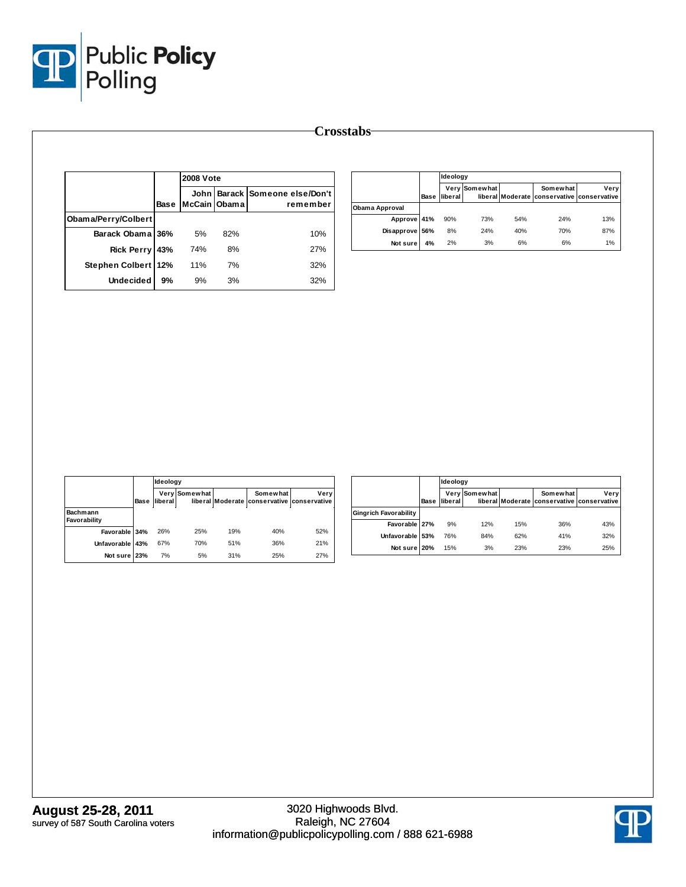## Crosstabs

| | Base | 2008 Vote | | |
|---|---|---|---|---|
| | | John McCain | Barack Obama | Someone else/Don't remember |
| **Obama/Perry/Colbert** | | | | |
| Barack Obama | 36% | 5% | 82% | 10% |
| Rick Perry | 43% | 74% | 8% | 27% |
| Stephen Colbert | 12% | 11% | 7% | 32% |
| Undecided | 9% | 9% | 3% | 32% |

| | Base | Ideology | | | | |
|---|---|---|---|---|---|---|
| | | Very liberal | Somewhat liberal | Moderate | Somewhat conservative | Very conservative |
| **Obama Approval** | | | | | | |
| Approve | 41% | 90% | 73% | 54% | 24% | 13% |
| Disapprove | 56% | 8% | 24% | 40% | 70% | 87% |
| Not sure | 4% | 2% | 3% | 6% | 6% | 1% |

| | Base | Ideology | | | | |
|---|---|---|---|---|---|---|
| | | Very liberal | Somewhat liberal | Moderate | Somewhat conservative | Very conservative |
| **Bachmann Favorability** | | | | | | |
| Favorable | 34% | 26% | 25% | 19% | 40% | 52% |
| Unfavorable | 43% | 67% | 70% | 51% | 36% | 21% |
| Not sure | 23% | 7% | 5% | 31% | 25% | 27% |

| | Base | Ideology | | | | |
|---|---|---|---|---|---|---|
| | | Very liberal | Somewhat liberal | Moderate | Somewhat conservative | Very conservative |
| **Gingrich Favorability** | | | | | | |
| Favorable | 27% | 9% | 12% | 15% | 36% | 43% |
| Unfavorable | 53% | 76% | 84% | 62% | 41% | 32% |
| Not sure | 20% | 15% | 3% | 23% | 23% | 25% |

**August 25-28, 2011**
survey of 587 South Carolina voters

3020 Highwoods Blvd.
Raleigh, NC 27604
information@publicpolicypolling.com / 888 621-6988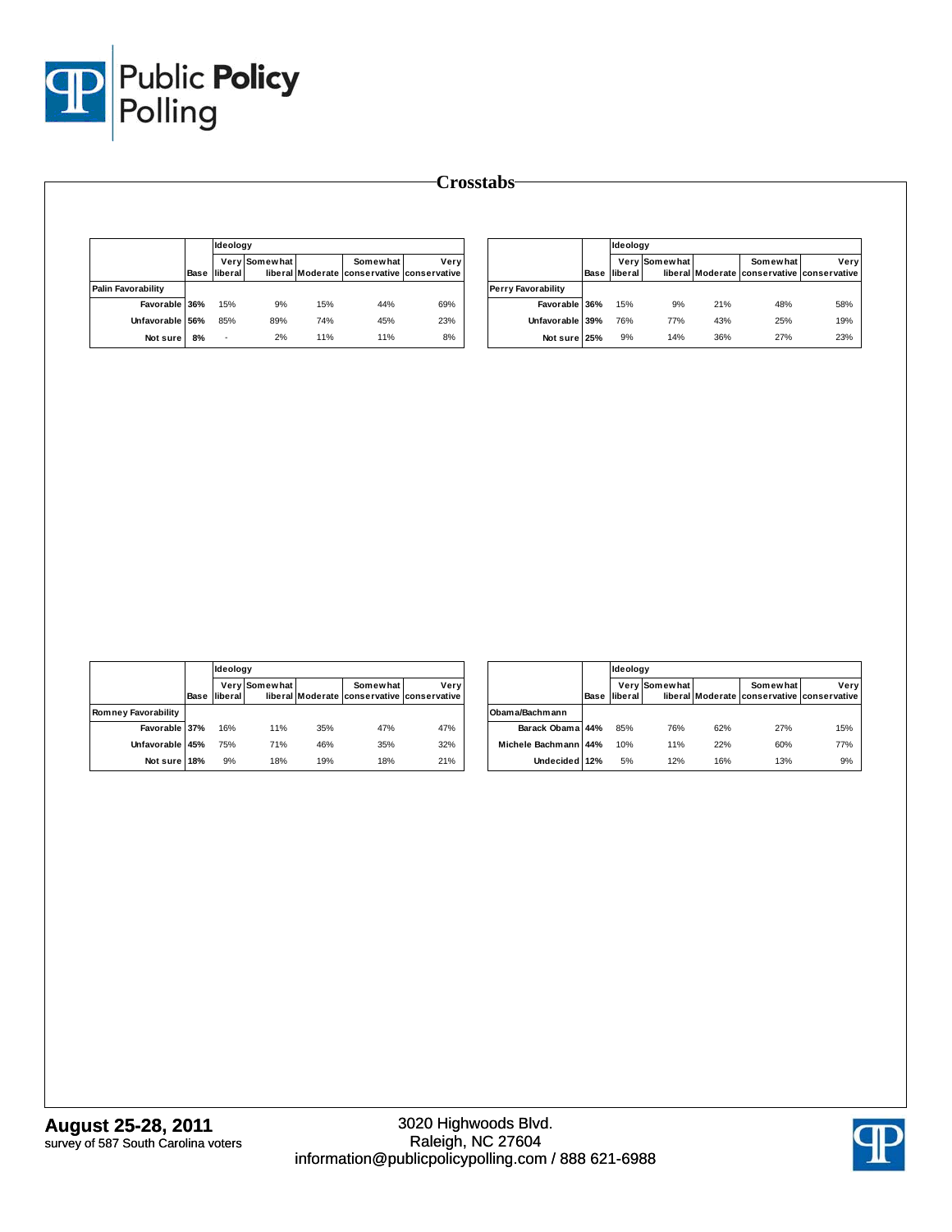# Crosstabs

| | Base | Ideology | | | | |
|---|---|---|---|---|---|---|
| | | Very liberal | Somewhat liberal | Moderate | Somewhat conservative | Very conservative |
| **Palin Favorability** | | | | | | |
| Favorable | 36% | 15% | 9% | 15% | 44% | 69% |
| Unfavorable | 56% | 85% | 89% | 74% | 45% | 23% |
| Not sure | 8% | - | 2% | 11% | 11% | 8% |

| | Base | Ideology | | | | |
|---|---|---|---|---|---|---|
| | | Very liberal | Somewhat liberal | Moderate | Somewhat conservative | Very conservative |
| **Perry Favorability** | | | | | | |
| Favorable | 36% | 15% | 9% | 21% | 48% | 58% |
| Unfavorable | 39% | 76% | 77% | 43% | 25% | 19% |
| Not sure | 25% | 9% | 14% | 36% | 27% | 23% |

| | Base | Ideology | | | | |
|---|---|---|---|---|---|---|
| | | Very liberal | Somewhat liberal | Moderate | Somewhat conservative | Very conservative |
| **Romney Favorability** | | | | | | |
| Favorable | 37% | 16% | 11% | 35% | 47% | 47% |
| Unfavorable | 45% | 75% | 71% | 46% | 35% | 32% |
| Not sure | 18% | 9% | 18% | 19% | 18% | 21% |

| | Base | Ideology | | | | |
|---|---|---|---|---|---|---|
| | | Very liberal | Somewhat liberal | Moderate | Somewhat conservative | Very conservative |
| **Obama/Bachmann** | | | | | | |
| Barack Obama | 44% | 85% | 76% | 62% | 27% | 15% |
| Michele Bachmann | 44% | 10% | 11% | 22% | 60% | 77% |
| Undecided | 12% | 5% | 12% | 16% | 13% | 9% |

**August 25-28, 2011**
survey of 587 South Carolina voters

3020 Highwoods Blvd.
Raleigh, NC 27604
information@publicpolicypolling.com / 888 621-6988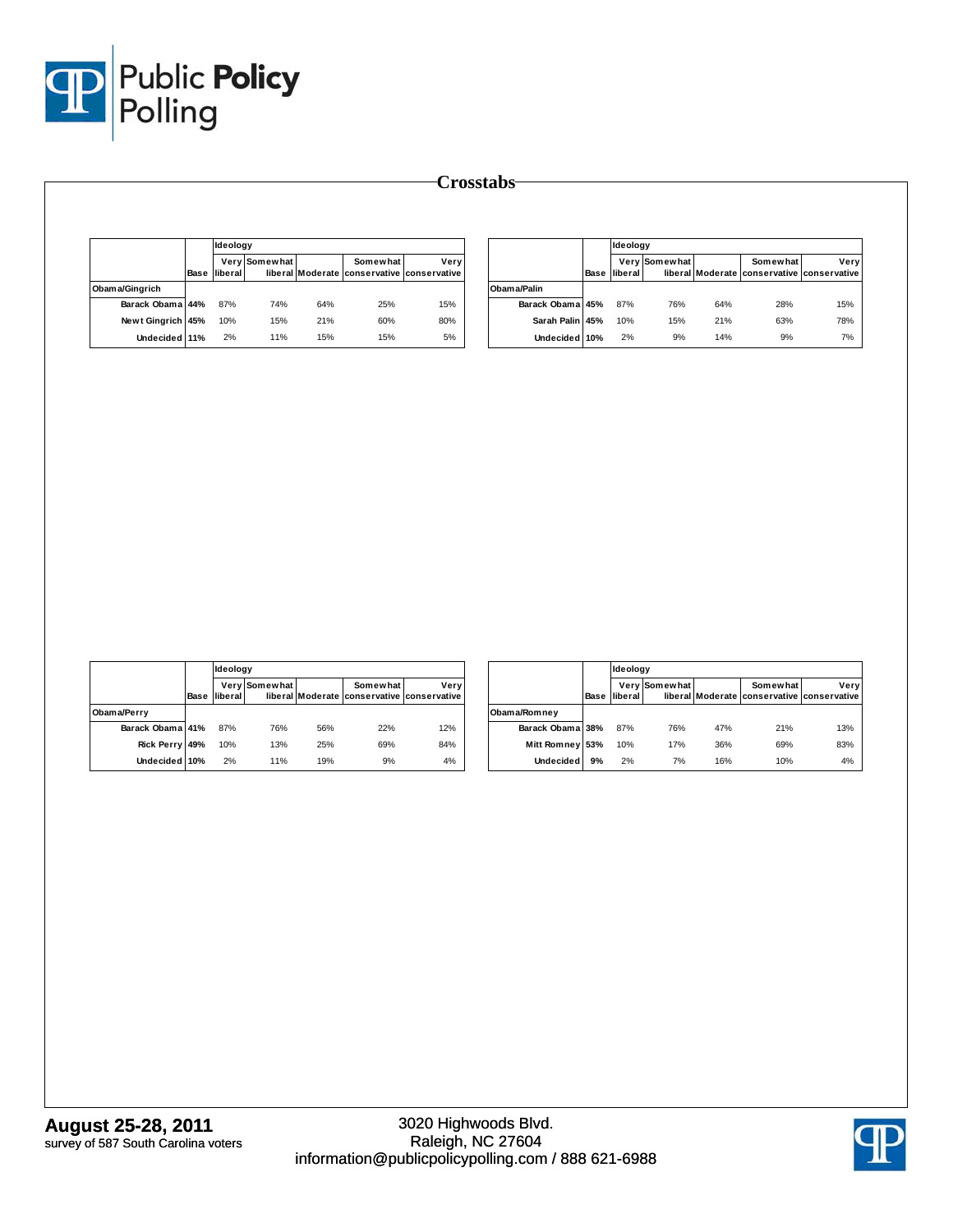# Crosstabs

| | Base | Ideology Very liberal | Somewhat liberal | Moderate | Somewhat conservative | Very conservative |
|---|---|---|---|---|---|---|
| **Obama/Gingrich** | | | | | | |
| Barack Obama | 44% | 87% | 74% | 64% | 25% | 15% |
| Newt Gingrich | 45% | 10% | 15% | 21% | 60% | 80% |
| Undecided | 11% | 2% | 11% | 15% | 15% | 5% |

| | Base | Ideology Very liberal | Somewhat liberal | Moderate | Somewhat conservative | Very conservative |
|---|---|---|---|---|---|---|
| **Obama/Palin** | | | | | | |
| Barack Obama | 45% | 87% | 76% | 64% | 28% | 15% |
| Sarah Palin | 45% | 10% | 15% | 21% | 63% | 78% |
| Undecided | 10% | 2% | 9% | 14% | 9% | 7% |

| | Base | Ideology Very liberal | Somewhat liberal | Moderate | Somewhat conservative | Very conservative |
|---|---|---|---|---|---|---|
| **Obama/Perry** | | | | | | |
| Barack Obama | 41% | 87% | 76% | 56% | 22% | 12% |
| Rick Perry | 49% | 10% | 13% | 25% | 69% | 84% |
| Undecided | 10% | 2% | 11% | 19% | 9% | 4% |

| | Base | Ideology Very liberal | Somewhat liberal | Moderate | Somewhat conservative | Very conservative |
|---|---|---|---|---|---|---|
| **Obama/Romney** | | | | | | |
| Barack Obama | 38% | 87% | 76% | 47% | 21% | 13% |
| Mitt Romney | 53% | 10% | 17% | 36% | 69% | 83% |
| Undecided | 9% | 2% | 7% | 16% | 10% | 4% |

**August 25-28, 2011**
survey of 587 South Carolina voters

3020 Highwoods Blvd.
Raleigh, NC 27604
information@publicpolicypolling.com / 888 621-6988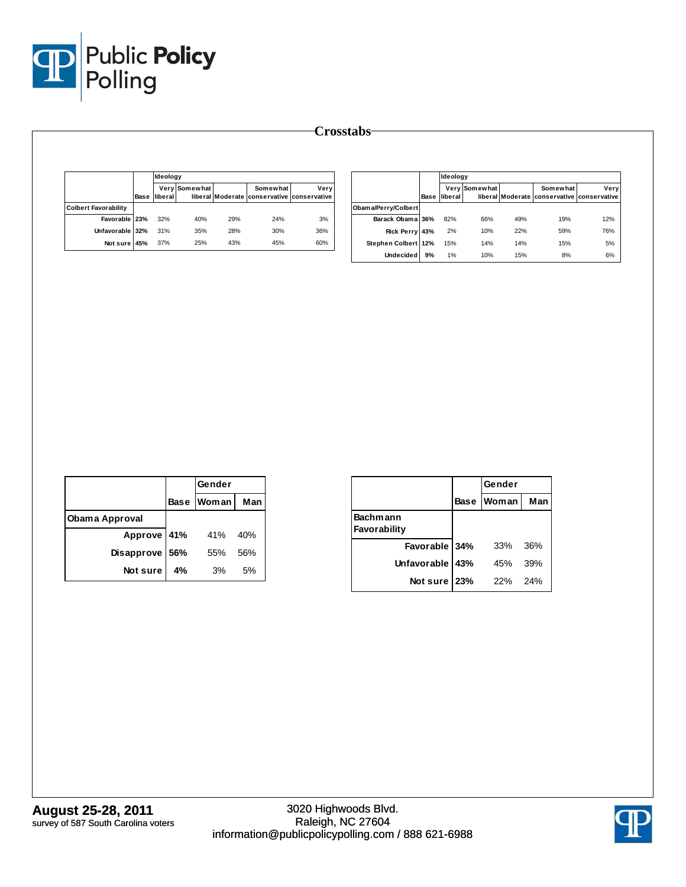# Crosstabs

| | Base | Ideology: Very liberal | Somewhat liberal | Moderate | Somewhat conservative | Very conservative |
|---|---|---|---|---|---|---|
| **Colbert Favorability** | | | | | | |
| Favorable | 23% | 32% | 40% | 29% | 24% | 3% |
| Unfavorable | 32% | 31% | 35% | 28% | 30% | 36% |
| Not sure | 45% | 37% | 25% | 43% | 45% | 60% |

| | Base | Ideology: Very liberal | Somewhat liberal | Moderate | Somewhat conservative | Very conservative |
|---|---|---|---|---|---|---|
| **Obama/Perry/Colbert** | | | | | | |
| Barack Obama | 36% | 82% | 66% | 49% | 19% | 12% |
| Rick Perry | 43% | 2% | 10% | 22% | 59% | 76% |
| Stephen Colbert | 12% | 15% | 14% | 14% | 15% | 5% |
| Undecided | 9% | 1% | 10% | 15% | 8% | 6% |

| | Base | Gender: Woman | Man |
|---|---|---|---|
| **Obama Approval** | | | |
| Approve | 41% | 41% | 40% |
| Disapprove | 56% | 55% | 56% |
| Not sure | 4% | 3% | 5% |

| | Base | Gender: Woman | Man |
|---|---|---|---|
| **Bachmann Favorability** | | | |
| Favorable | 34% | 33% | 36% |
| Unfavorable | 43% | 45% | 39% |
| Not sure | 23% | 22% | 24% |

**August 25-28, 2011**
survey of 587 South Carolina voters

3020 Highwoods Blvd.
Raleigh, NC 27604
information@publicpolicypolling.com / 888 621-6988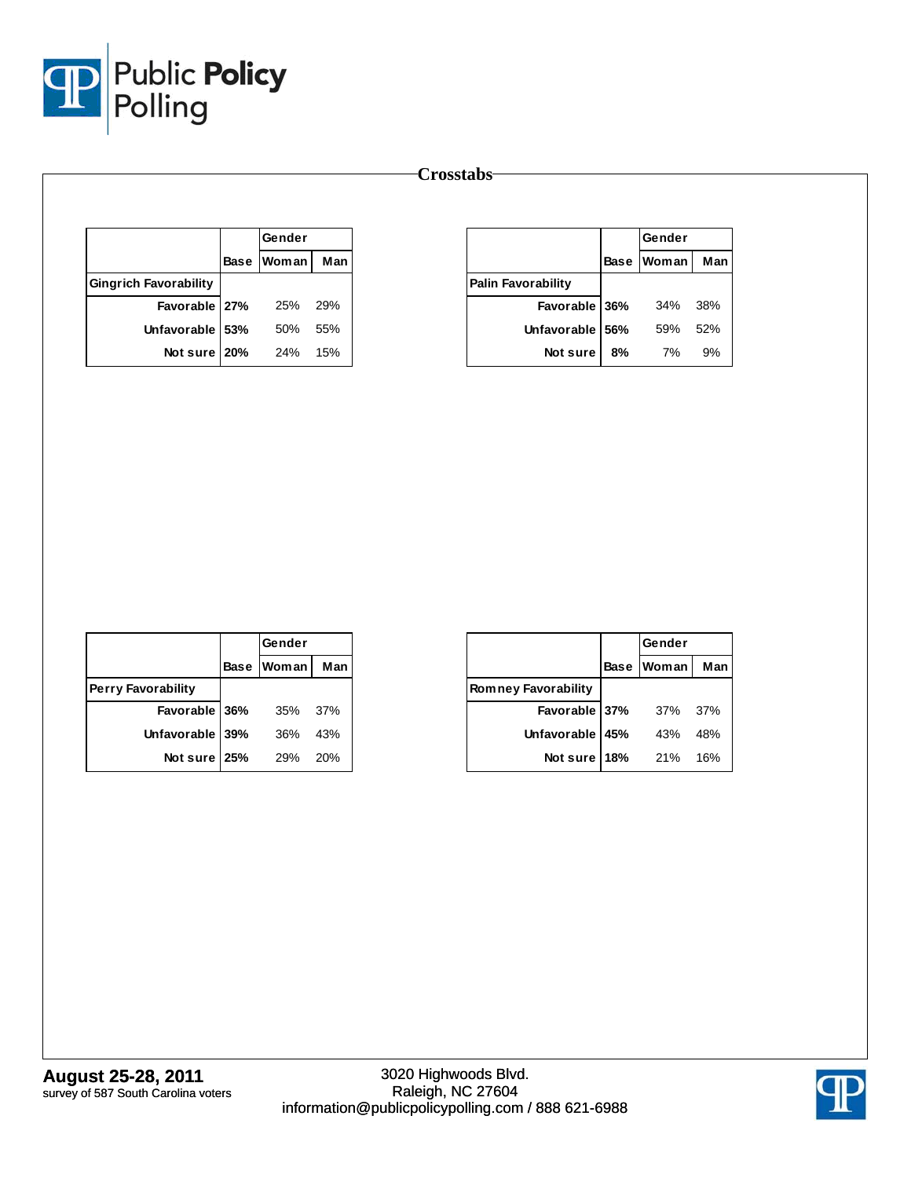## Crosstabs

| | Base | Gender | |
|---|---|---|---|
| | | Woman | Man |
| **Gingrich Favorability** | | | |
| Favorable | **27%** | 25% | 29% |
| Unfavorable | **53%** | 50% | 55% |
| Not sure | **20%** | 24% | 15% |

| | Base | Gender | |
|---|---|---|---|
| | | Woman | Man |
| **Palin Favorability** | | | |
| Favorable | **36%** | 34% | 38% |
| Unfavorable | **56%** | 59% | 52% |
| Not sure | **8%** | 7% | 9% |

| | Base | Gender | |
|---|---|---|---|
| | | Woman | Man |
| **Perry Favorability** | | | |
| Favorable | **36%** | 35% | 37% |
| Unfavorable | **39%** | 36% | 43% |
| Not sure | **25%** | 29% | 20% |

| | Base | Gender | |
|---|---|---|---|
| | | Woman | Man |
| **Romney Favorability** | | | |
| Favorable | **37%** | 37% | 37% |
| Unfavorable | **45%** | 43% | 48% |
| Not sure | **18%** | 21% | 16% |

**August 25-28, 2011**
survey of 587 South Carolina voters

3020 Highwoods Blvd.
Raleigh, NC 27604
information@publicpolicypolling.com / 888 621-6988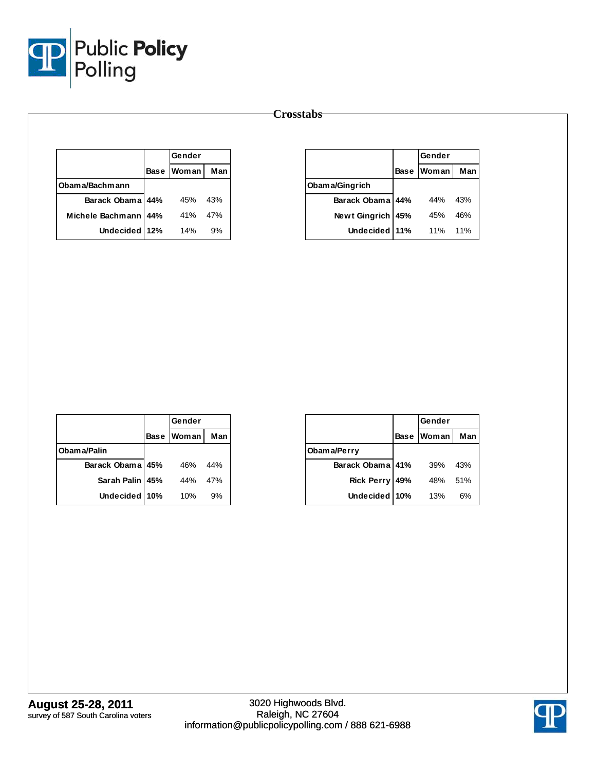## Crosstabs

| | Base | Gender | |
|---|---|---|---|
| | | Woman | Man |
| **Obama/Bachmann** | | | |
| Barack Obama | **44%** | 45% | 43% |
| Michele Bachmann | **44%** | 41% | 47% |
| Undecided | **12%** | 14% | 9% |

| | Base | Gender | |
|---|---|---|---|
| | | Woman | Man |
| **Obama/Gingrich** | | | |
| Barack Obama | **44%** | 44% | 43% |
| Newt Gingrich | **45%** | 45% | 46% |
| Undecided | **11%** | 11% | 11% |

| | Base | Gender | |
|---|---|---|---|
| | | Woman | Man |
| **Obama/Palin** | | | |
| Barack Obama | **45%** | 46% | 44% |
| Sarah Palin | **45%** | 44% | 47% |
| Undecided | **10%** | 10% | 9% |

| | Base | Gender | |
|---|---|---|---|
| | | Woman | Man |
| **Obama/Perry** | | | |
| Barack Obama | **41%** | 39% | 43% |
| Rick Perry | **49%** | 48% | 51% |
| Undecided | **10%** | 13% | 6% |

**August 25-28, 2011**
survey of 587 South Carolina voters

3020 Highwoods Blvd.
Raleigh, NC 27604
information@publicpolicypolling.com / 888 621-6988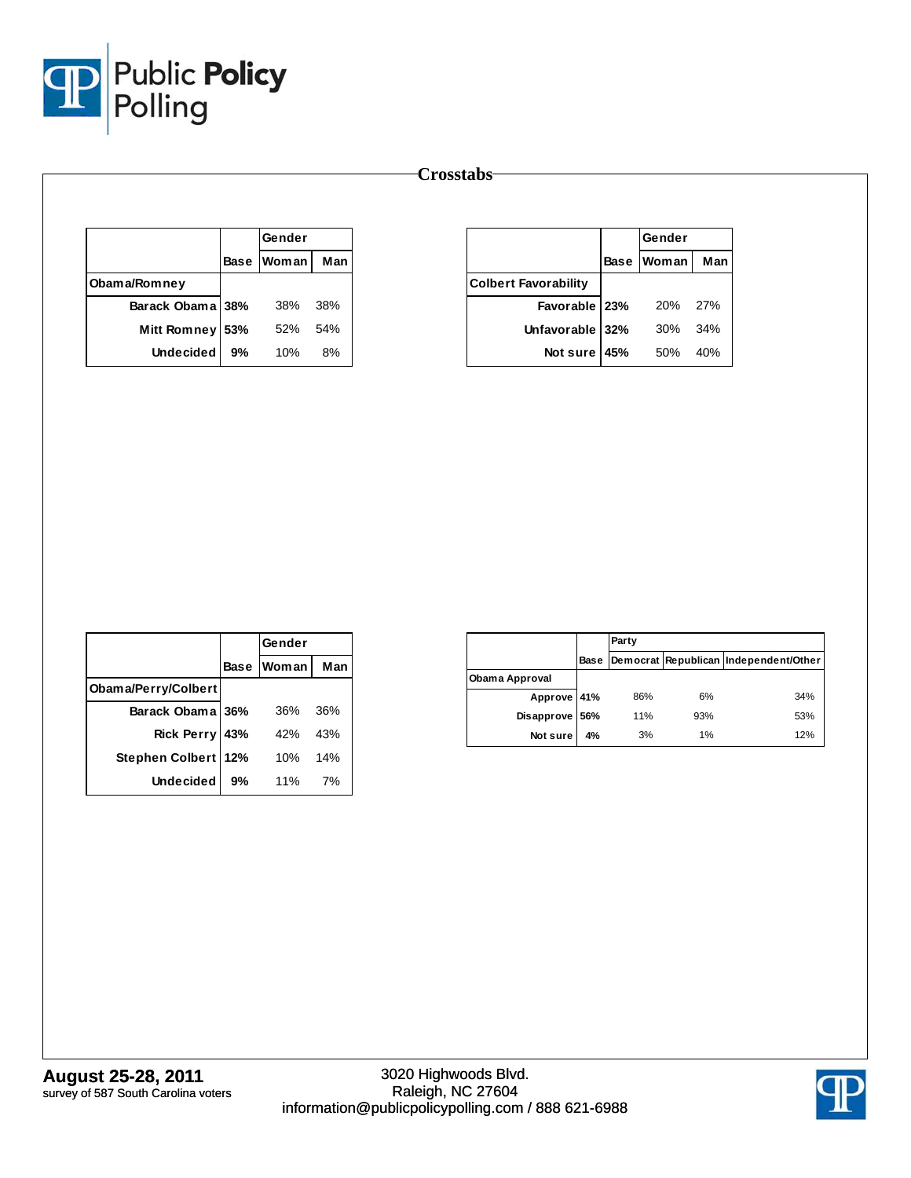## Crosstabs

| | Base | Gender | |
|---|---|---|---|
| | | Woman | Man |
| **Obama/Romney** | | | |
| Barack Obama | **38%** | 38% | 38% |
| Mitt Romney | **53%** | 52% | 54% |
| Undecided | **9%** | 10% | 8% |

| | Base | Gender | |
|---|---|---|---|
| | | Woman | Man |
| **Colbert Favorability** | | | |
| Favorable | **23%** | 20% | 27% |
| Unfavorable | **32%** | 30% | 34% |
| Not sure | **45%** | 50% | 40% |

| | Base | Gender | |
|---|---|---|---|
| | | Woman | Man |
| **Obama/Perry/Colbert** | | | |
| Barack Obama | **36%** | 36% | 36% |
| Rick Perry | **43%** | 42% | 43% |
| Stephen Colbert | **12%** | 10% | 14% |
| Undecided | **9%** | 11% | 7% |

| | Base | Party | | |
|---|---|---|---|---|
| | | Democrat | Republican | Independent/Other |
| **Obama Approval** | | | | |
| Approve | **41%** | 86% | 6% | 34% |
| Disapprove | **56%** | 11% | 93% | 53% |
| Not sure | **4%** | 3% | 1% | 12% |

**August 25-28, 2011**
survey of 587 South Carolina voters

3020 Highwoods Blvd.
Raleigh, NC 27604
information@publicpolicypolling.com / 888 621-6988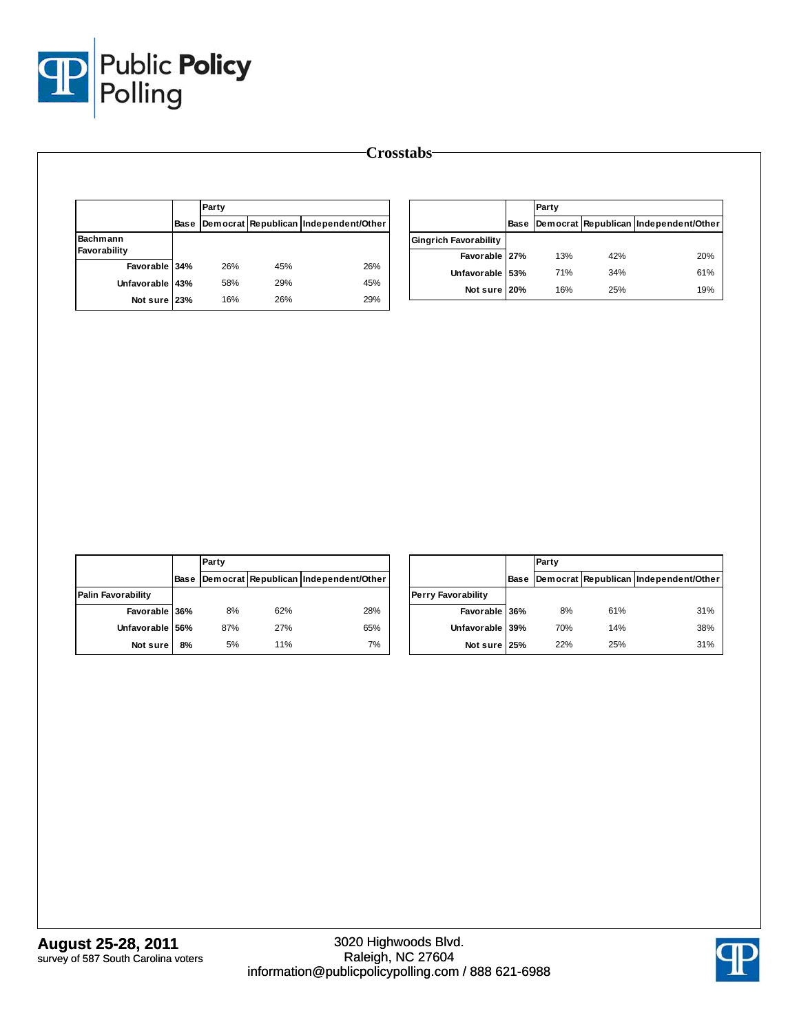# Crosstabs

| Bachmann Favorability | Base | Party | | |
|---|---|---|---|---|
| | | Democrat | Republican | Independent/Other |
| Favorable | 34% | 26% | 45% | 26% |
| Unfavorable | 43% | 58% | 29% | 45% |
| Not sure | 23% | 16% | 26% | 29% |

| Gingrich Favorability | Base | Party | | |
|---|---|---|---|---|
| | | Democrat | Republican | Independent/Other |
| Favorable | 27% | 13% | 42% | 20% |
| Unfavorable | 53% | 71% | 34% | 61% |
| Not sure | 20% | 16% | 25% | 19% |

| Palin Favorability | Base | Party | | |
|---|---|---|---|---|
| | | Democrat | Republican | Independent/Other |
| Favorable | 36% | 8% | 62% | 28% |
| Unfavorable | 56% | 87% | 27% | 65% |
| Not sure | 8% | 5% | 11% | 7% |

| Perry Favorability | Base | Party | | |
|---|---|---|---|---|
| | | Democrat | Republican | Independent/Other |
| Favorable | 36% | 8% | 61% | 31% |
| Unfavorable | 39% | 70% | 14% | 38% |
| Not sure | 25% | 22% | 25% | 31% |

**August 25-28, 2011**
survey of 587 South Carolina voters

3020 Highwoods Blvd.
Raleigh, NC 27604
information@publicpolicypolling.com / 888 621-6988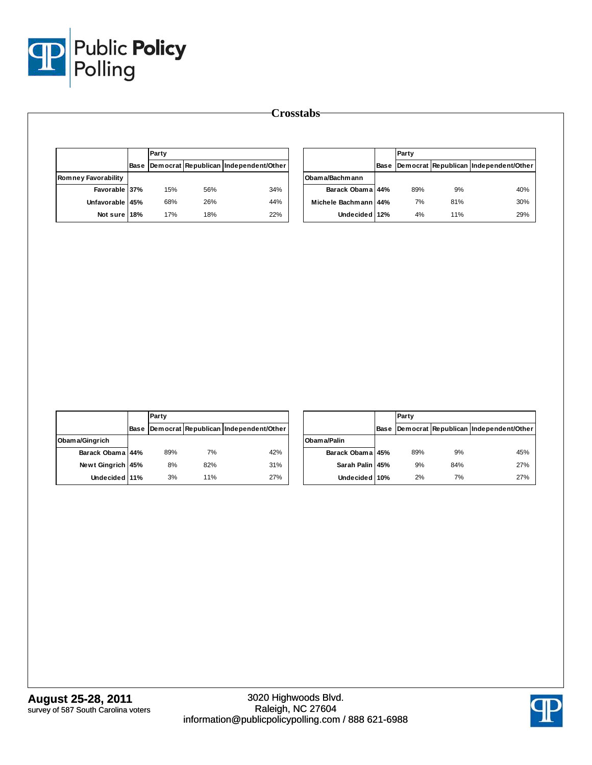# Crosstabs

| | Base | Party | | |
|---|---|---|---|---|
| | | Democrat | Republican | Independent/Other |
| **Romney Favorability** | | | | |
| Favorable | 37% | 15% | 56% | 34% |
| Unfavorable | 45% | 68% | 26% | 44% |
| Not sure | 18% | 17% | 18% | 22% |

| | Base | Party | | |
|---|---|---|---|---|
| | | Democrat | Republican | Independent/Other |
| **Obama/Bachmann** | | | | |
| Barack Obama | 44% | 89% | 9% | 40% |
| Michele Bachmann | 44% | 7% | 81% | 30% |
| Undecided | 12% | 4% | 11% | 29% |

| | Base | Party | | |
|---|---|---|---|---|
| | | Democrat | Republican | Independent/Other |
| **Obama/Gingrich** | | | | |
| Barack Obama | 44% | 89% | 7% | 42% |
| Newt Gingrich | 45% | 8% | 82% | 31% |
| Undecided | 11% | 3% | 11% | 27% |

| | Base | Party | | |
|---|---|---|---|---|
| | | Democrat | Republican | Independent/Other |
| **Obama/Palin** | | | | |
| Barack Obama | 45% | 89% | 9% | 45% |
| Sarah Palin | 45% | 9% | 84% | 27% |
| Undecided | 10% | 2% | 7% | 27% |

**August 25-28, 2011**
survey of 587 South Carolina voters

3020 Highwoods Blvd.
Raleigh, NC 27604
information@publicpolicypolling.com / 888 621-6988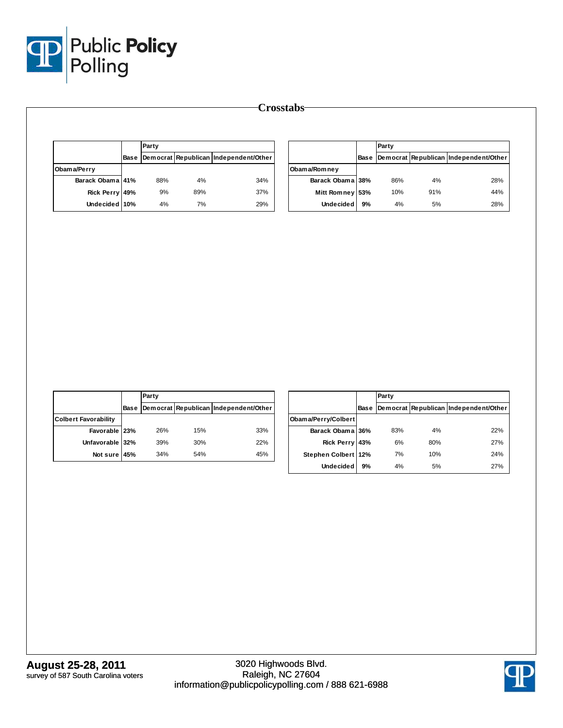## Crosstabs

| | Base | Party | | |
|---|---|---|---|---|
| | | Democrat | Republican | Independent/Other |
| **Obama/Perry** | | | | |
| Barack Obama | 41% | 88% | 4% | 34% |
| Rick Perry | 49% | 9% | 89% | 37% |
| Undecided | 10% | 4% | 7% | 29% |

| | Base | Party | | |
|---|---|---|---|---|
| | | Democrat | Republican | Independent/Other |
| **Obama/Romney** | | | | |
| Barack Obama | 38% | 86% | 4% | 28% |
| Mitt Romney | 53% | 10% | 91% | 44% |
| Undecided | 9% | 4% | 5% | 28% |

| | Base | Party | | |
|---|---|---|---|---|
| | | Democrat | Republican | Independent/Other |
| **Colbert Favorability** | | | | |
| Favorable | 23% | 26% | 15% | 33% |
| Unfavorable | 32% | 39% | 30% | 22% |
| Not sure | 45% | 34% | 54% | 45% |

| | Base | Party | | |
|---|---|---|---|---|
| | | Democrat | Republican | Independent/Other |
| **Obama/Perry/Colbert** | | | | |
| Barack Obama | 36% | 83% | 4% | 22% |
| Rick Perry | 43% | 6% | 80% | 27% |
| Stephen Colbert | 12% | 7% | 10% | 24% |
| Undecided | 9% | 4% | 5% | 27% |

**August 25-28, 2011**
survey of 587 South Carolina voters

3020 Highwoods Blvd.
Raleigh, NC 27604
information@publicpolicypolling.com / 888 621-6988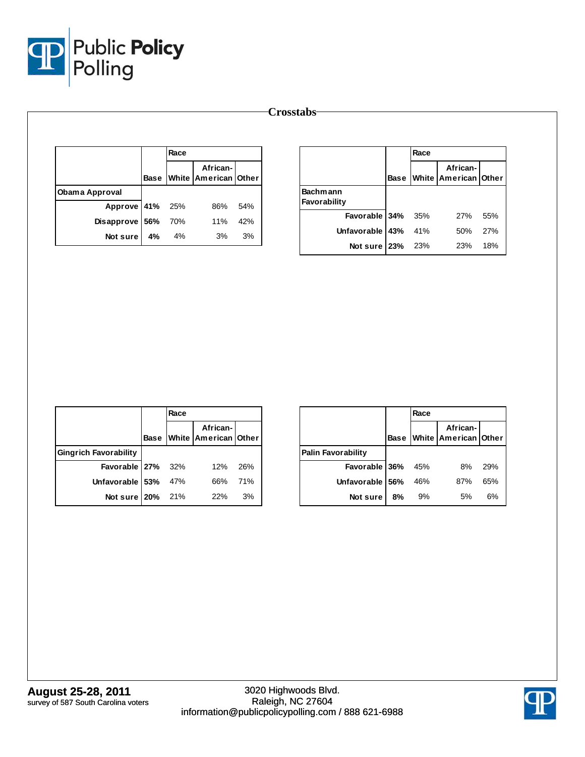## Crosstabs

| | Base | Race | | |
|---|---|---|---|---|
| | | White | African-American | Other |
| **Obama Approval** | | | | |
| Approve | **41%** | 25% | 86% | 54% |
| Disapprove | **56%** | 70% | 11% | 42% |
| Not sure | **4%** | 4% | 3% | 3% |

| | Base | Race | | |
|---|---|---|---|---|
| | | White | African-American | Other |
| **Bachmann Favorability** | | | | |
| Favorable | **34%** | 35% | 27% | 55% |
| Unfavorable | **43%** | 41% | 50% | 27% |
| Not sure | **23%** | 23% | 23% | 18% |

| | Base | Race | | |
|---|---|---|---|---|
| | | White | African-American | Other |
| **Gingrich Favorability** | | | | |
| Favorable | **27%** | 32% | 12% | 26% |
| Unfavorable | **53%** | 47% | 66% | 71% |
| Not sure | **20%** | 21% | 22% | 3% |

| | Base | Race | | |
|---|---|---|---|---|
| | | White | African-American | Other |
| **Palin Favorability** | | | | |
| Favorable | **36%** | 45% | 8% | 29% |
| Unfavorable | **56%** | 46% | 87% | 65% |
| Not sure | **8%** | 9% | 5% | 6% |

**August 25-28, 2011**
survey of 587 South Carolina voters

3020 Highwoods Blvd.
Raleigh, NC 27604
information@publicpolicypolling.com / 888 621-6988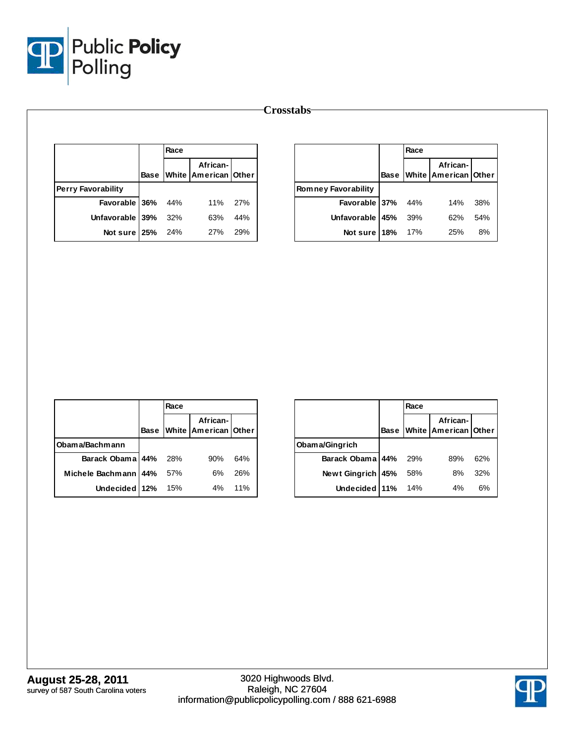# Crosstabs

| | Base | Race | | |
|---|---|---|---|---|
| | | White | African-American | Other |
| **Perry Favorability** | | | | |
| Favorable | 36% | 44% | 11% | 27% |
| Unfavorable | 39% | 32% | 63% | 44% |
| Not sure | 25% | 24% | 27% | 29% |

| | Base | Race | | |
|---|---|---|---|---|
| | | White | African-American | Other |
| **Romney Favorability** | | | | |
| Favorable | 37% | 44% | 14% | 38% |
| Unfavorable | 45% | 39% | 62% | 54% |
| Not sure | 18% | 17% | 25% | 8% |

| | Base | Race | | |
|---|---|---|---|---|
| | | White | African-American | Other |
| **Obama/Bachmann** | | | | |
| Barack Obama | 44% | 28% | 90% | 64% |
| Michele Bachmann | 44% | 57% | 6% | 26% |
| Undecided | 12% | 15% | 4% | 11% |

| | Base | Race | | |
|---|---|---|---|---|
| | | White | African-American | Other |
| **Obama/Gingrich** | | | | |
| Barack Obama | 44% | 29% | 89% | 62% |
| Newt Gingrich | 45% | 58% | 8% | 32% |
| Undecided | 11% | 14% | 4% | 6% |

**August 25-28, 2011**
survey of 587 South Carolina voters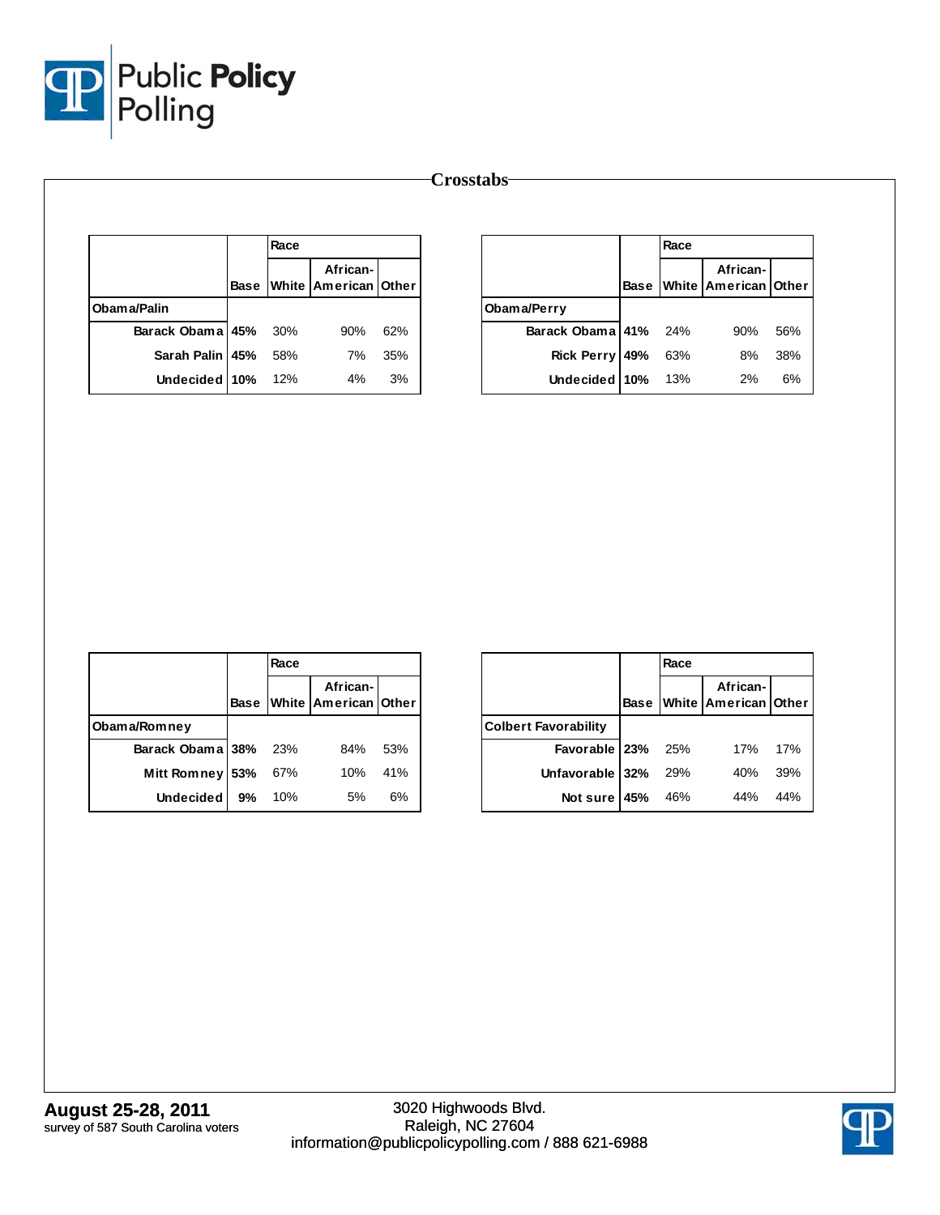## Crosstabs

| | Base | Race | | |
|---|---|---|---|---|
| | | White | African-American | Other |
| **Obama/Palin** | | | | |
| Barack Obama | 45% | 30% | 90% | 62% |
| Sarah Palin | 45% | 58% | 7% | 35% |
| Undecided | 10% | 12% | 4% | 3% |

| | Base | Race | | |
|---|---|---|---|---|
| | | White | African-American | Other |
| **Obama/Perry** | | | | |
| Barack Obama | 41% | 24% | 90% | 56% |
| Rick Perry | 49% | 63% | 8% | 38% |
| Undecided | 10% | 13% | 2% | 6% |

| | Base | Race | | |
|---|---|---|---|---|
| | | White | African-American | Other |
| **Obama/Romney** | | | | |
| Barack Obama | 38% | 23% | 84% | 53% |
| Mitt Romney | 53% | 67% | 10% | 41% |
| Undecided | 9% | 10% | 5% | 6% |

| | Base | Race | | |
|---|---|---|---|---|
| | | White | African-American | Other |
| **Colbert Favorability** | | | | |
| Favorable | 23% | 25% | 17% | 17% |
| Unfavorable | 32% | 29% | 40% | 39% |
| Not sure | 45% | 46% | 44% | 44% |

**August 25-28, 2011**
survey of 587 South Carolina voters

3020 Highwoods Blvd.
Raleigh, NC 27604
information@publicpolicypolling.com / 888 621-6988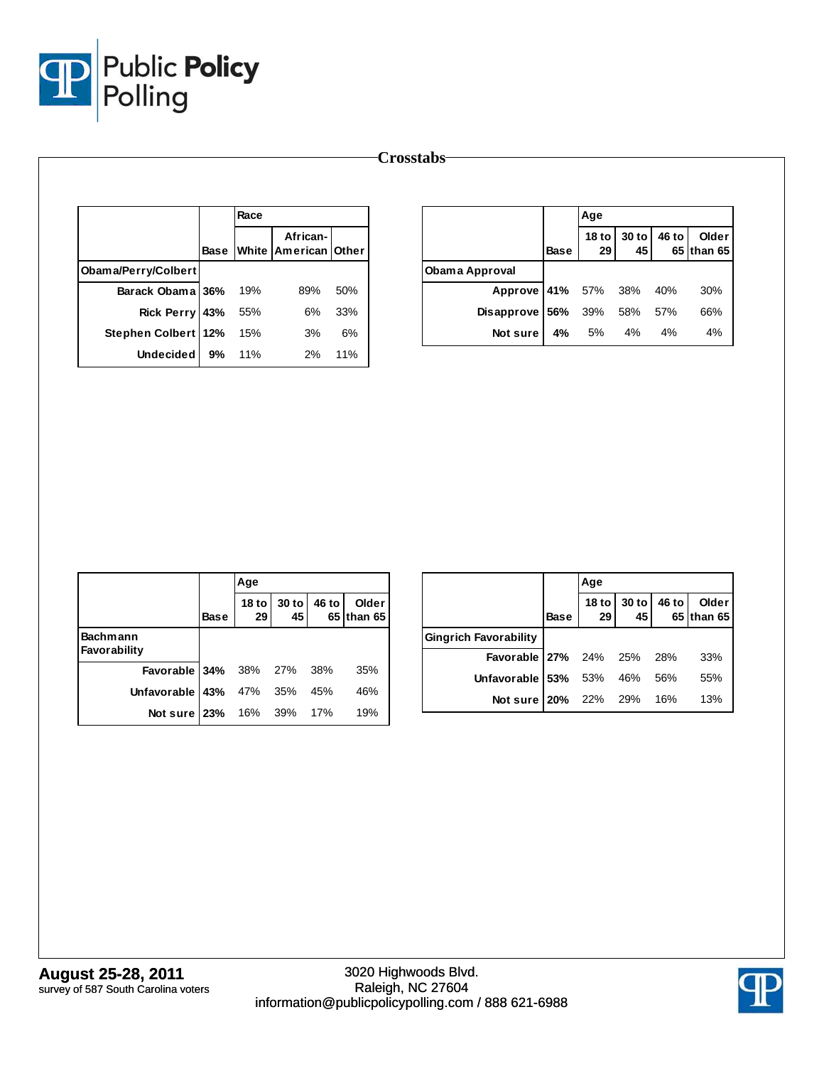# Crosstabs

| | Base | Race | | |
|---|---|---|---|---|
| | | White | African-American | Other |
| **Obama/Perry/Colbert** | | | | |
| Barack Obama | 36% | 19% | 89% | 50% |
| Rick Perry | 43% | 55% | 6% | 33% |
| Stephen Colbert | 12% | 15% | 3% | 6% |
| Undecided | 9% | 11% | 2% | 11% |

| | Base | Age | | | |
|---|---|---|---|---|---|
| | | 18 to 29 | 30 to 45 | 46 to 65 | Older than 65 |
| **Obama Approval** | | | | | |
| Approve | 41% | 57% | 38% | 40% | 30% |
| Disapprove | 56% | 39% | 58% | 57% | 66% |
| Not sure | 4% | 5% | 4% | 4% | 4% |

| | Base | Age | | | |
|---|---|---|---|---|---|
| | | 18 to 29 | 30 to 45 | 46 to 65 | Older than 65 |
| **Bachmann Favorability** | | | | | |
| Favorable | 34% | 38% | 27% | 38% | 35% |
| Unfavorable | 43% | 47% | 35% | 45% | 46% |
| Not sure | 23% | 16% | 39% | 17% | 19% |

| | Base | Age | | | |
|---|---|---|---|---|---|
| | | 18 to 29 | 30 to 45 | 46 to 65 | Older than 65 |
| **Gingrich Favorability** | | | | | |
| Favorable | 27% | 24% | 25% | 28% | 33% |
| Unfavorable | 53% | 53% | 46% | 56% | 55% |
| Not sure | 20% | 22% | 29% | 16% | 13% |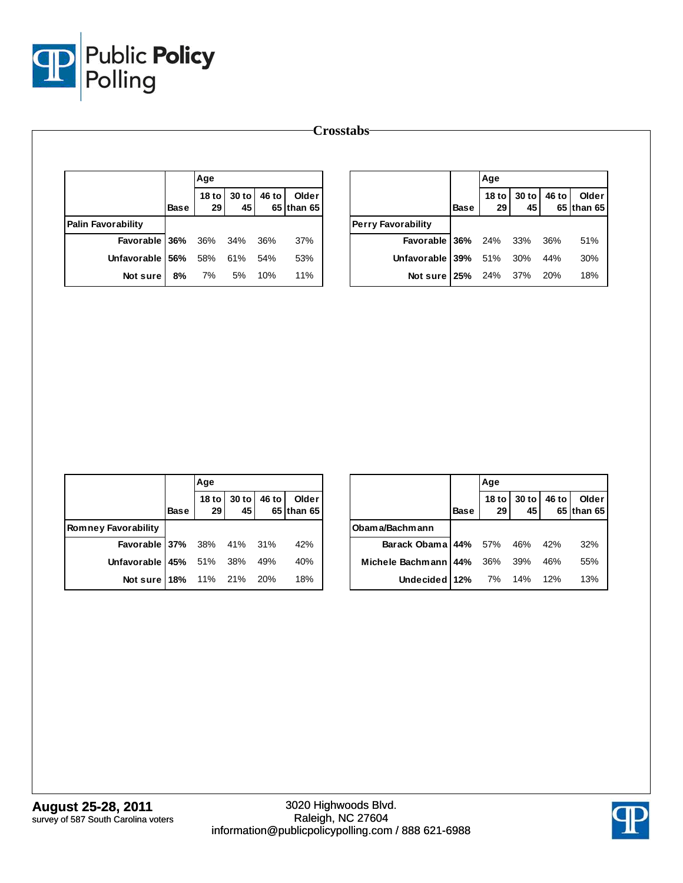# Crosstabs

| | Base | Age | | | |
|---|---|---|---|---|---|
| | | 18 to 29 | 30 to 45 | 46 to 65 | Older than 65 |
| **Palin Favorability** | | | | | |
| Favorable | **36%** | 36% | 34% | 36% | 37% |
| Unfavorable | **56%** | 58% | 61% | 54% | 53% |
| Not sure | **8%** | 7% | 5% | 10% | 11% |

| | Base | Age | | | |
|---|---|---|---|---|---|
| | | 18 to 29 | 30 to 45 | 46 to 65 | Older than 65 |
| **Perry Favorability** | | | | | |
| Favorable | **36%** | 24% | 33% | 36% | 51% |
| Unfavorable | **39%** | 51% | 30% | 44% | 30% |
| Not sure | **25%** | 24% | 37% | 20% | 18% |

| | Base | Age | | | |
|---|---|---|---|---|---|
| | | 18 to 29 | 30 to 45 | 46 to 65 | Older than 65 |
| **Romney Favorability** | | | | | |
| Favorable | **37%** | 38% | 41% | 31% | 42% |
| Unfavorable | **45%** | 51% | 38% | 49% | 40% |
| Not sure | **18%** | 11% | 21% | 20% | 18% |

| | Base | Age | | | |
|---|---|---|---|---|---|
| | | 18 to 29 | 30 to 45 | 46 to 65 | Older than 65 |
| **Obama/Bachmann** | | | | | |
| Barack Obama | **44%** | 57% | 46% | 42% | 32% |
| Michele Bachmann | **44%** | 36% | 39% | 46% | 55% |
| Undecided | **12%** | 7% | 14% | 12% | 13% |

**August 25-28, 2011**
survey of 587 South Carolina voters

3020 Highwoods Blvd.
Raleigh, NC 27604
information@publicpolicypolling.com / 888 621-6988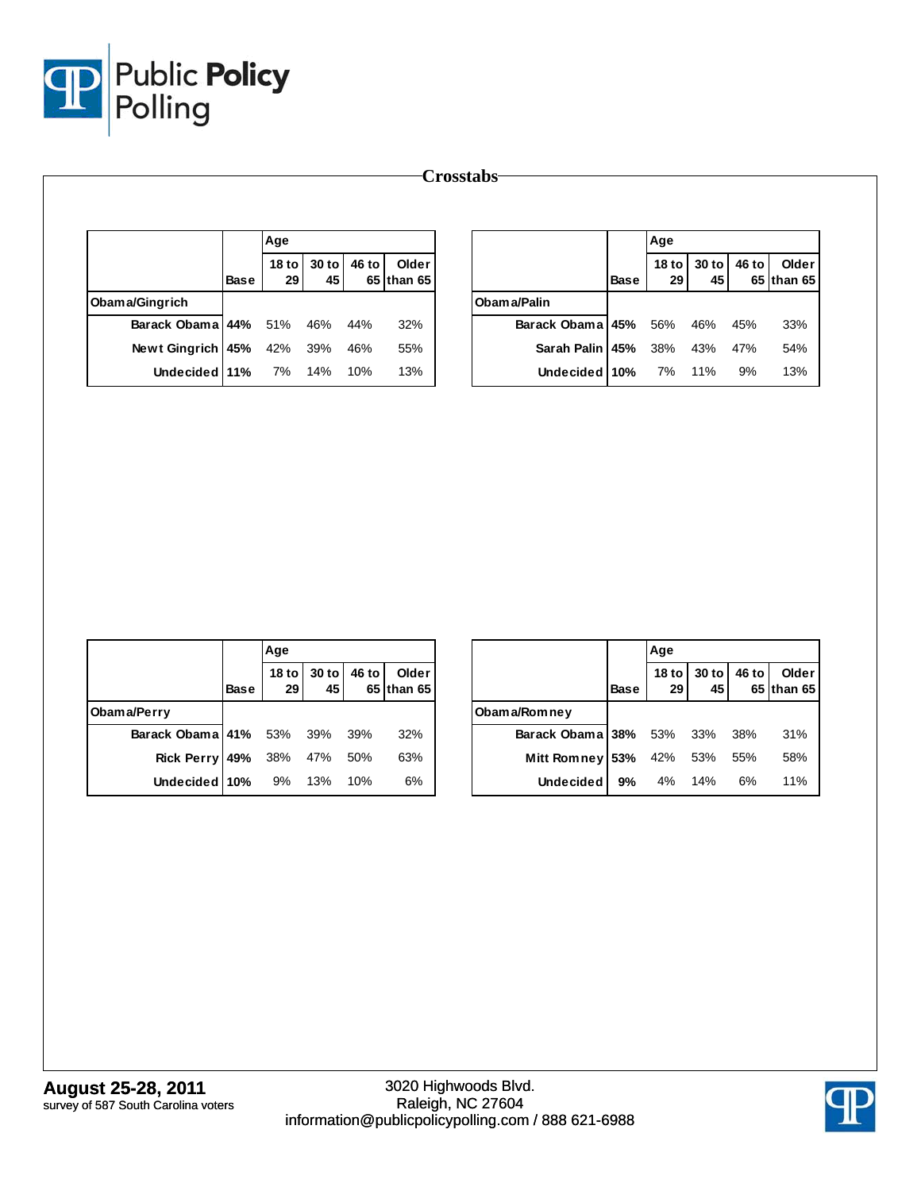# Crosstabs

| | Base | Age | | | |
|---|---|---|---|---|---|
| | | 18 to 29 | 30 to 45 | 46 to 65 | Older than 65 |
| **Obama/Gingrich** | | | | | |
| Barack Obama | 44% | 51% | 46% | 44% | 32% |
| Newt Gingrich | 45% | 42% | 39% | 46% | 55% |
| Undecided | 11% | 7% | 14% | 10% | 13% |

| | Base | Age | | | |
|---|---|---|---|---|---|
| | | 18 to 29 | 30 to 45 | 46 to 65 | Older than 65 |
| **Obama/Palin** | | | | | |
| Barack Obama | 45% | 56% | 46% | 45% | 33% |
| Sarah Palin | 45% | 38% | 43% | 47% | 54% |
| Undecided | 10% | 7% | 11% | 9% | 13% |

| | Base | Age | | | |
|---|---|---|---|---|---|
| | | 18 to 29 | 30 to 45 | 46 to 65 | Older than 65 |
| **Obama/Perry** | | | | | |
| Barack Obama | 41% | 53% | 39% | 39% | 32% |
| Rick Perry | 49% | 38% | 47% | 50% | 63% |
| Undecided | 10% | 9% | 13% | 10% | 6% |

| | Base | Age | | | |
|---|---|---|---|---|---|
| | | 18 to 29 | 30 to 45 | 46 to 65 | Older than 65 |
| **Obama/Romney** | | | | | |
| Barack Obama | 38% | 53% | 33% | 38% | 31% |
| Mitt Romney | 53% | 42% | 53% | 55% | 58% |
| Undecided | 9% | 4% | 14% | 6% | 11% |

**August 25-28, 2011**
survey of 587 South Carolina voters

3020 Highwoods Blvd.
Raleigh, NC 27604
information@publicpolicypolling.com / 888 621-6988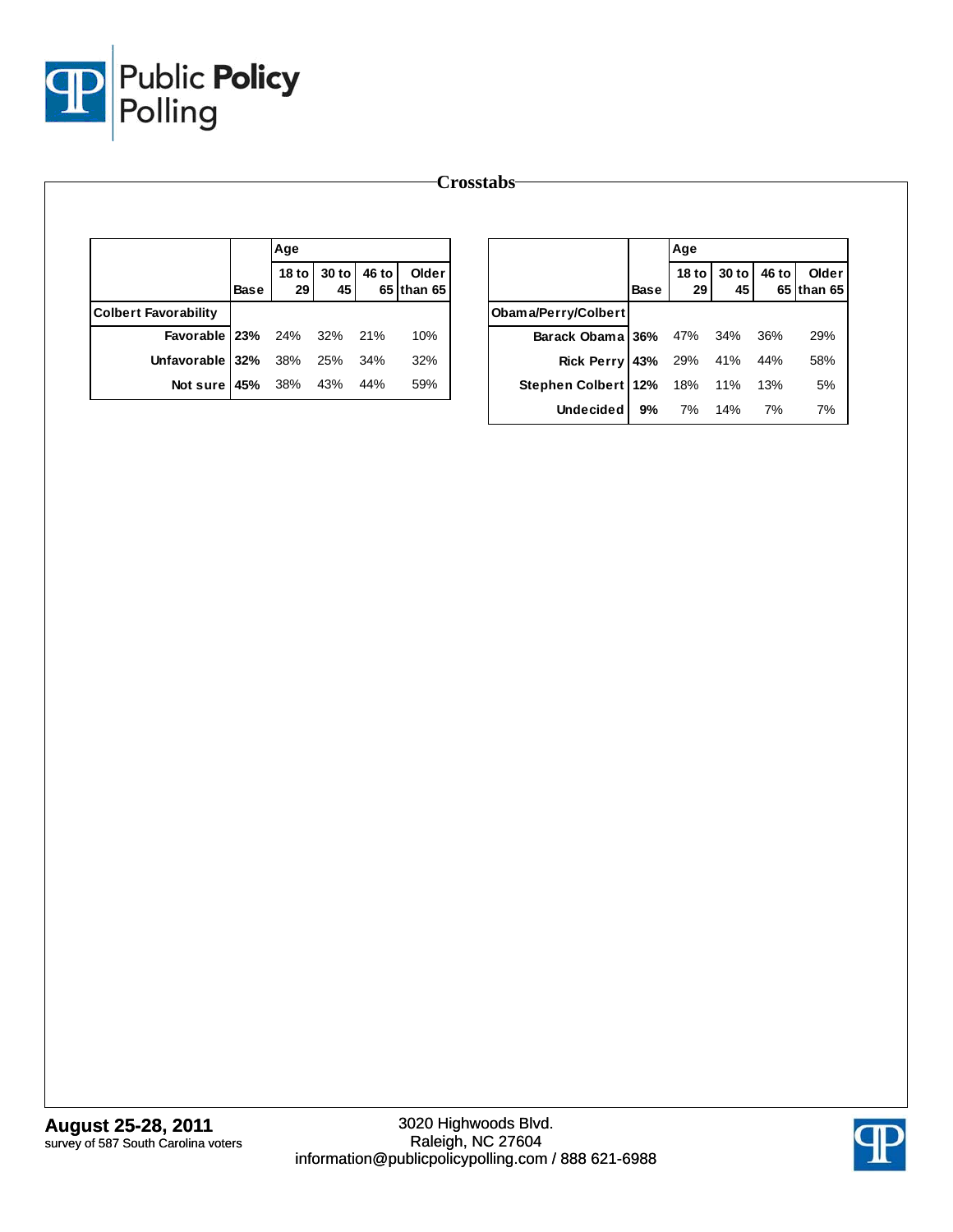## Crosstabs

| | Base | Age | | | |
|---|---|---|---|---|---|
| | | 18 to 29 | 30 to 45 | 46 to 65 | Older than 65 |
| **Colbert Favorability** | | | | | |
| Favorable | **23%** | 24% | 32% | 21% | 10% |
| Unfavorable | **32%** | 38% | 25% | 34% | 32% |
| Not sure | **45%** | 38% | 43% | 44% | 59% |

| | Base | Age | | | |
|---|---|---|---|---|---|
| | | 18 to 29 | 30 to 45 | 46 to 65 | Older than 65 |
| **Obama/Perry/Colbert** | | | | | |
| Barack Obama | **36%** | 47% | 34% | 36% | 29% |
| Rick Perry | **43%** | 29% | 41% | 44% | 58% |
| Stephen Colbert | **12%** | 18% | 11% | 13% | 5% |
| Undecided | **9%** | 7% | 14% | 7% | 7% |

**August 25-28, 2011**
survey of 587 South Carolina voters

3020 Highwoods Blvd.
Raleigh, NC 27604
information@publicpolicypolling.com / 888 621-6988